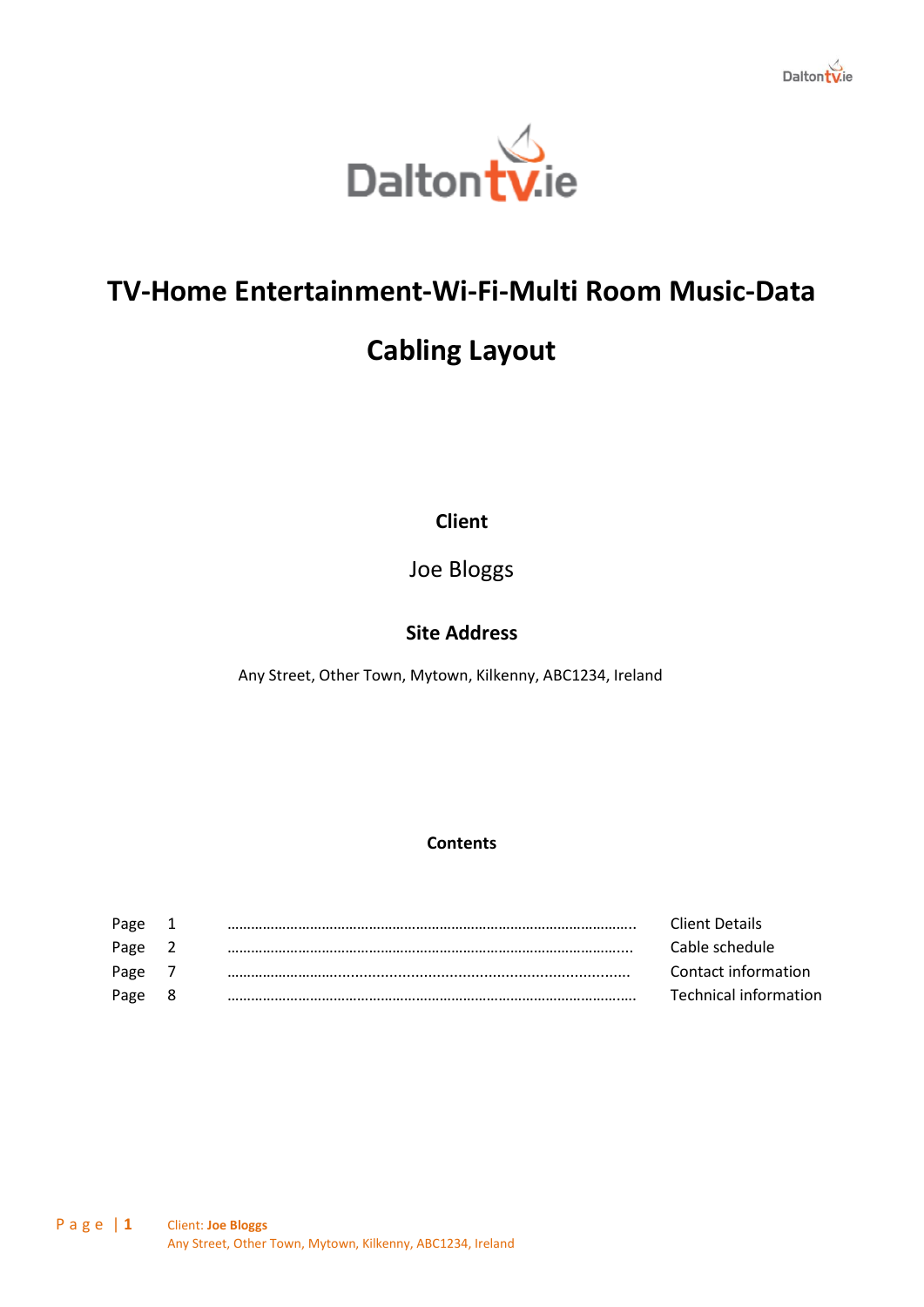# TV-Home Entertainment-Wi-Fi-Multi Room Music-Data

# Cabling Layout

**Client**

Joe Bloggs

**Site Address**

Any Street, Other Town, Mytown, Kilkenny, ABC1234, Ireland

**Contents**

| | | | |
|---|---|---|---|
| Page | 1 | ……………………………………………………………………… | Client Details |
| Page | 2 | ……………………………………………………………………… | Cable schedule |
| Page | 7 | ……………………………………………………………………… | Contact information |
| Page | 8 | ……………………………………………………………………… | Technical information |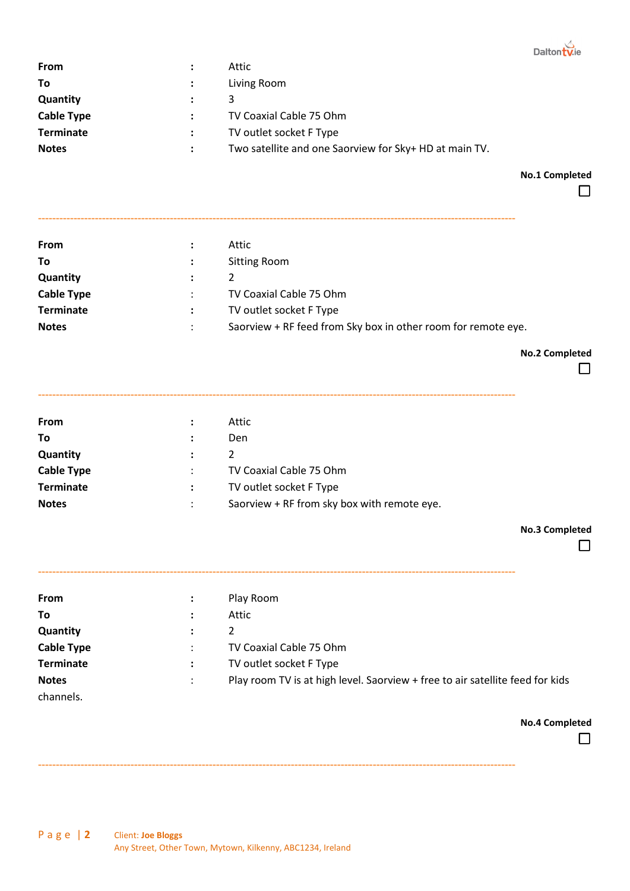| | | |
|---|---|---|
| **From** | : | Attic |
| **To** | : | Living Room |
| **Quantity** | : | 3 |
| **Cable Type** | : | TV Coaxial Cable 75 Ohm |
| **Terminate** | : | TV outlet socket F Type |
| **Notes** | : | Two satellite and one Saorview for Sky+ HD at main TV. |

**No.1 Completed** ☐

---

| | | |
|---|---|---|
| **From** | : | Attic |
| **To** | : | Sitting Room |
| **Quantity** | : | 2 |
| **Cable Type** | : | TV Coaxial Cable 75 Ohm |
| **Terminate** | : | TV outlet socket F Type |
| **Notes** | : | Saorview + RF feed from Sky box in other room for remote eye. |

**No.2 Completed** ☐

---

| | | |
|---|---|---|
| **From** | : | Attic |
| **To** | : | Den |
| **Quantity** | : | 2 |
| **Cable Type** | : | TV Coaxial Cable 75 Ohm |
| **Terminate** | : | TV outlet socket F Type |
| **Notes** | : | Saorview + RF from sky box with remote eye. |

**No.3 Completed** ☐

---

| | | |
|---|---|---|
| **From** | : | Play Room |
| **To** | : | Attic |
| **Quantity** | : | 2 |
| **Cable Type** | : | TV Coaxial Cable 75 Ohm |
| **Terminate** | : | TV outlet socket F Type |
| **Notes** | : | Play room TV is at high level. Saorview + free to air satellite feed for kids channels. |

**No.4 Completed** ☐

---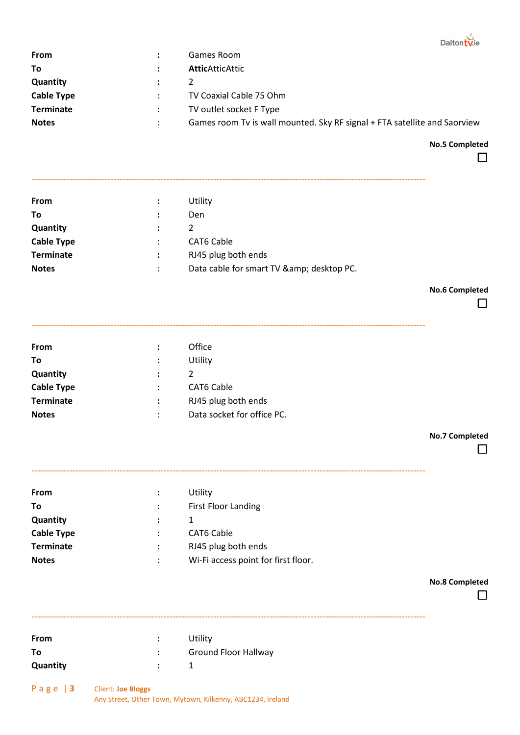| | | |
|---|---|---|
| **From** | : | Games Room |
| **To** | : | **Attic**AtticAttic |
| **Quantity** | : | 2 |
| **Cable Type** | : | TV Coaxial Cable 75 Ohm |
| **Terminate** | : | TV outlet socket F Type |
| **Notes** | : | Games room Tv is wall mounted. Sky RF signal + FTA satellite and Saorview |

**No.5 Completed** ☐

---

| | | |
|---|---|---|
| **From** | : | Utility |
| **To** | : | Den |
| **Quantity** | : | 2 |
| **Cable Type** | : | CAT6 Cable |
| **Terminate** | : | RJ45 plug both ends |
| **Notes** | : | Data cable for smart TV &amp; desktop PC. |

**No.6 Completed** ☐

---

| | | |
|---|---|---|
| **From** | : | Office |
| **To** | : | Utility |
| **Quantity** | : | 2 |
| **Cable Type** | : | CAT6 Cable |
| **Terminate** | : | RJ45 plug both ends |
| **Notes** | : | Data socket for office PC. |

**No.7 Completed** ☐

---

| | | |
|---|---|---|
| **From** | : | Utility |
| **To** | : | First Floor Landing |
| **Quantity** | : | 1 |
| **Cable Type** | : | CAT6 Cable |
| **Terminate** | : | RJ45 plug both ends |
| **Notes** | : | Wi-Fi access point for first floor. |

**No.8 Completed** ☐

---

| | | |
|---|---|---|
| **From** | : | Utility |
| **To** | : | Ground Floor Hallway |
| **Quantity** | : | 1 |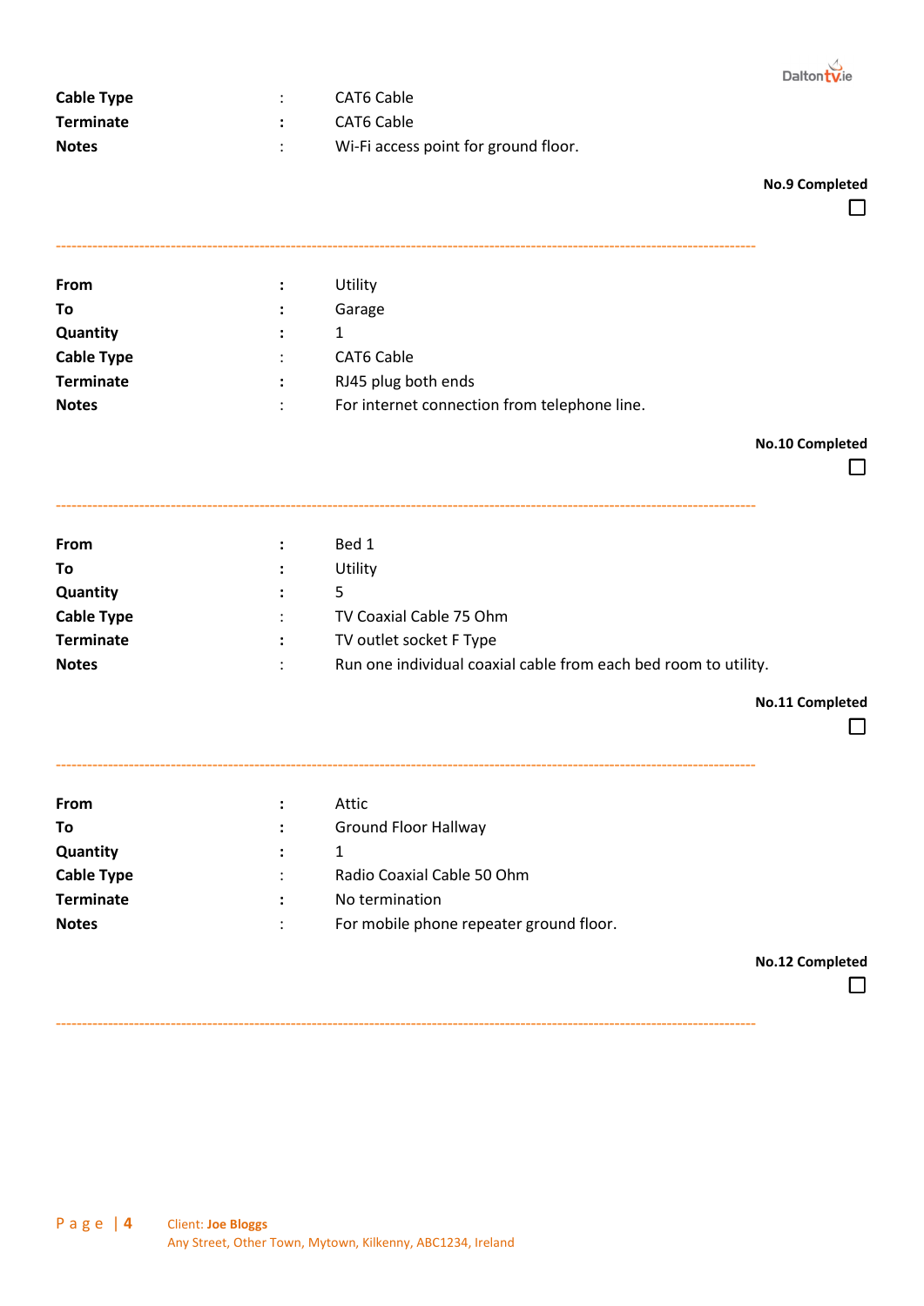| | | |
|---|---|---|
| **Cable Type** | : | CAT6 Cable |
| **Terminate** | : | CAT6 Cable |
| **Notes** | : | Wi-Fi access point for ground floor. |

**No.9 Completed** ☐

---

| | | |
|---|---|---|
| **From** | : | Utility |
| **To** | : | Garage |
| **Quantity** | : | 1 |
| **Cable Type** | : | CAT6 Cable |
| **Terminate** | : | RJ45 plug both ends |
| **Notes** | : | For internet connection from telephone line. |

**No.10 Completed** ☐

---

| | | |
|---|---|---|
| **From** | : | Bed 1 |
| **To** | : | Utility |
| **Quantity** | : | 5 |
| **Cable Type** | : | TV Coaxial Cable 75 Ohm |
| **Terminate** | : | TV outlet socket F Type |
| **Notes** | : | Run one individual coaxial cable from each bed room to utility. |

**No.11 Completed** ☐

---

| | | |
|---|---|---|
| **From** | : | Attic |
| **To** | : | Ground Floor Hallway |
| **Quantity** | : | 1 |
| **Cable Type** | : | Radio Coaxial Cable 50 Ohm |
| **Terminate** | : | No termination |
| **Notes** | : | For mobile phone repeater ground floor. |

**No.12 Completed** ☐

---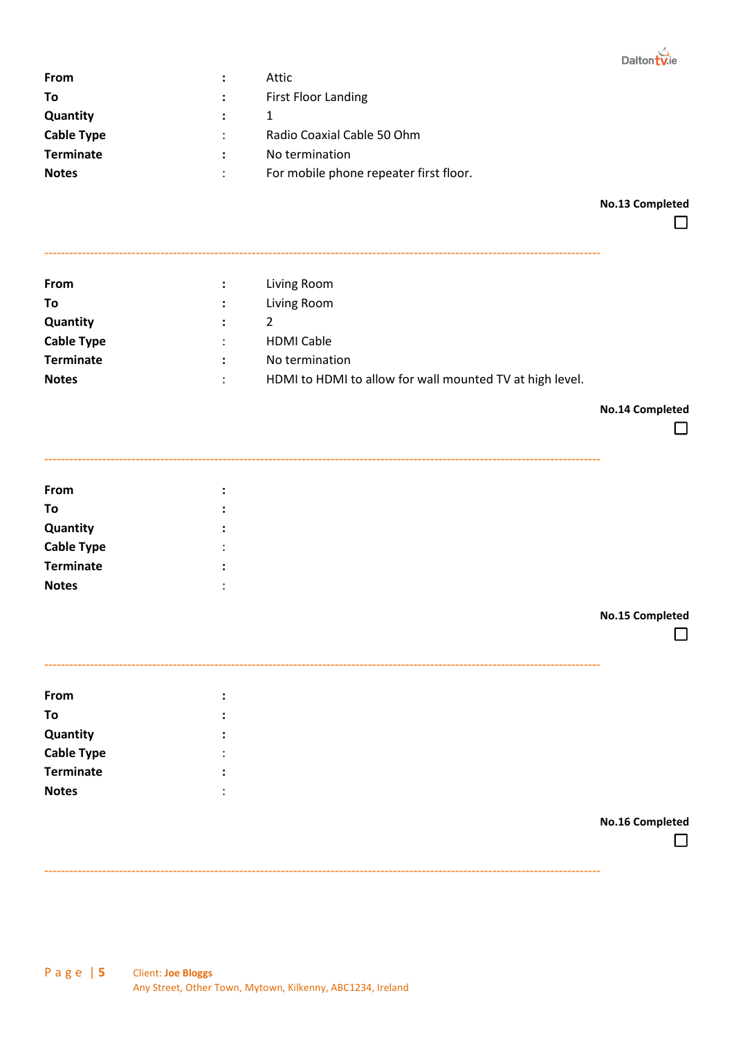| | | |
|---|---|---|
| **From** | : | Attic |
| **To** | : | First Floor Landing |
| **Quantity** | : | 1 |
| **Cable Type** | : | Radio Coaxial Cable 50 Ohm |
| **Terminate** | : | No termination |
| **Notes** | : | For mobile phone repeater first floor. |

**No.13 Completed** ☐

---

| | | |
|---|---|---|
| **From** | : | Living Room |
| **To** | : | Living Room |
| **Quantity** | : | 2 |
| **Cable Type** | : | HDMI Cable |
| **Terminate** | : | No termination |
| **Notes** | : | HDMI to HDMI to allow for wall mounted TV at high level. |

**No.14 Completed** ☐

---

| | | |
|---|---|---|
| **From** | : | |
| **To** | : | |
| **Quantity** | : | |
| **Cable Type** | : | |
| **Terminate** | : | |
| **Notes** | : | |

**No.15 Completed** ☐

---

| | | |
|---|---|---|
| **From** | : | |
| **To** | : | |
| **Quantity** | : | |
| **Cable Type** | : | |
| **Terminate** | : | |
| **Notes** | : | |

**No.16 Completed** ☐

---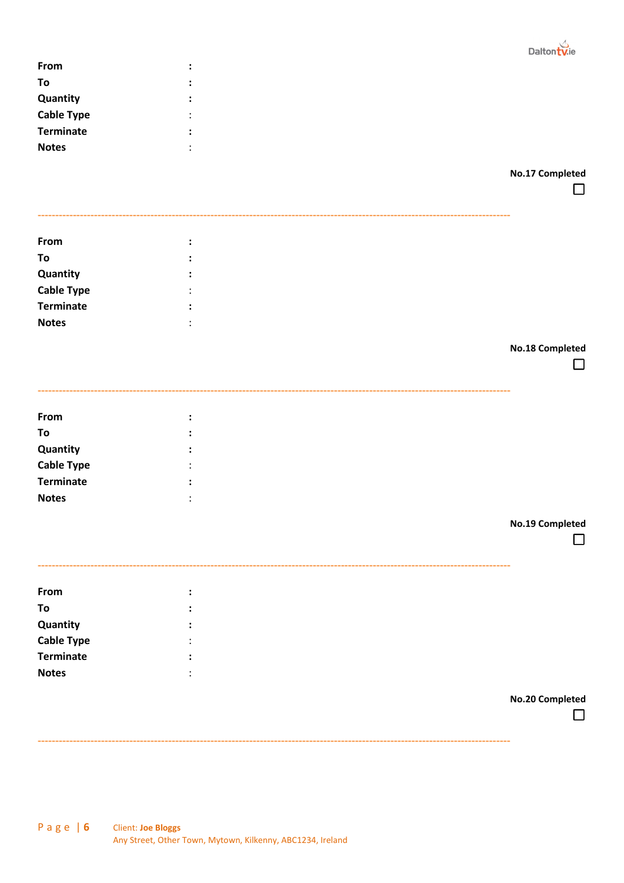**From** :
**To** :
**Quantity** :
**Cable Type** :
**Terminate** :
**Notes** :

**No.17 Completed** ☐

---

**From** :
**To** :
**Quantity** :
**Cable Type** :
**Terminate** :
**Notes** :

**No.18 Completed** ☐

---

**From** :
**To** :
**Quantity** :
**Cable Type** :
**Terminate** :
**Notes** :

**No.19 Completed** ☐

---

**From** :
**To** :
**Quantity** :
**Cable Type** :
**Terminate** :
**Notes** :

**No.20 Completed** ☐

---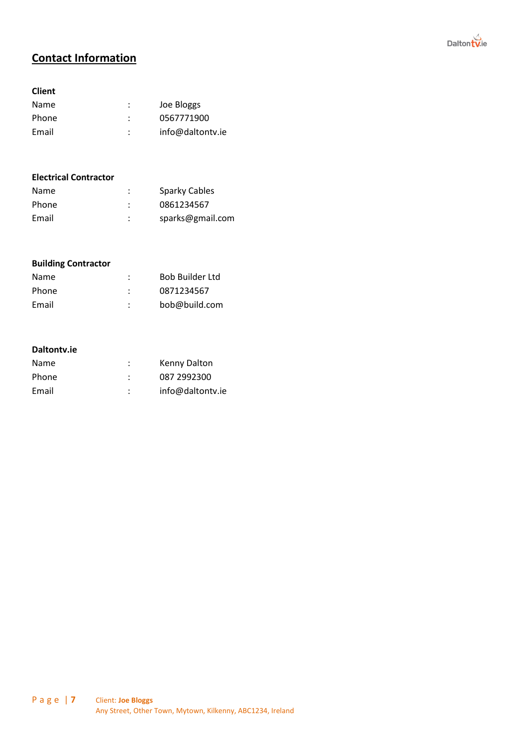## Contact Information

**Client**

Name : Joe Bloggs
Phone : 0567771900
Email : info@daltontv.ie

**Electrical Contractor**

Name : Sparky Cables
Phone : 0861234567
Email : sparks@gmail.com

**Building Contractor**

Name : Bob Builder Ltd
Phone : 0871234567
Email : bob@build.com

**Daltontv.ie**

Name : Kenny Dalton
Phone : 087 2992300
Email : info@daltontv.ie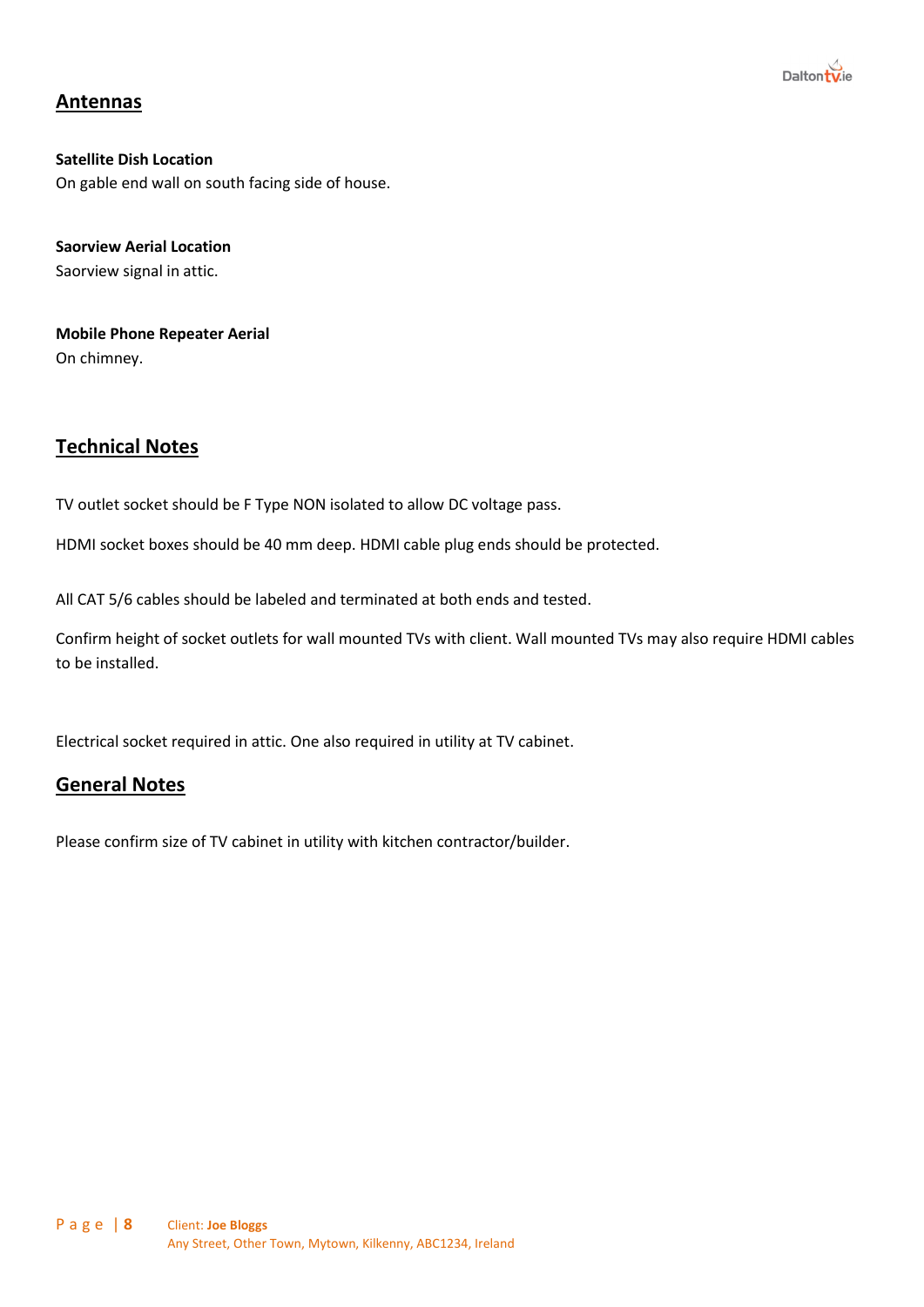## Antennas

**Satellite Dish Location**
On gable end wall on south facing side of house.

**Saorview Aerial Location**
Saorview signal in attic.

**Mobile Phone Repeater Aerial**
On chimney.

## Technical Notes

TV outlet socket should be F Type NON isolated to allow DC voltage pass.

HDMI socket boxes should be 40 mm deep. HDMI cable plug ends should be protected.

All CAT 5/6 cables should be labeled and terminated at both ends and tested.

Confirm height of socket outlets for wall mounted TVs with client. Wall mounted TVs may also require HDMI cables to be installed.

Electrical socket required in attic. One also required in utility at TV cabinet.

## General Notes

Please confirm size of TV cabinet in utility with kitchen contractor/builder.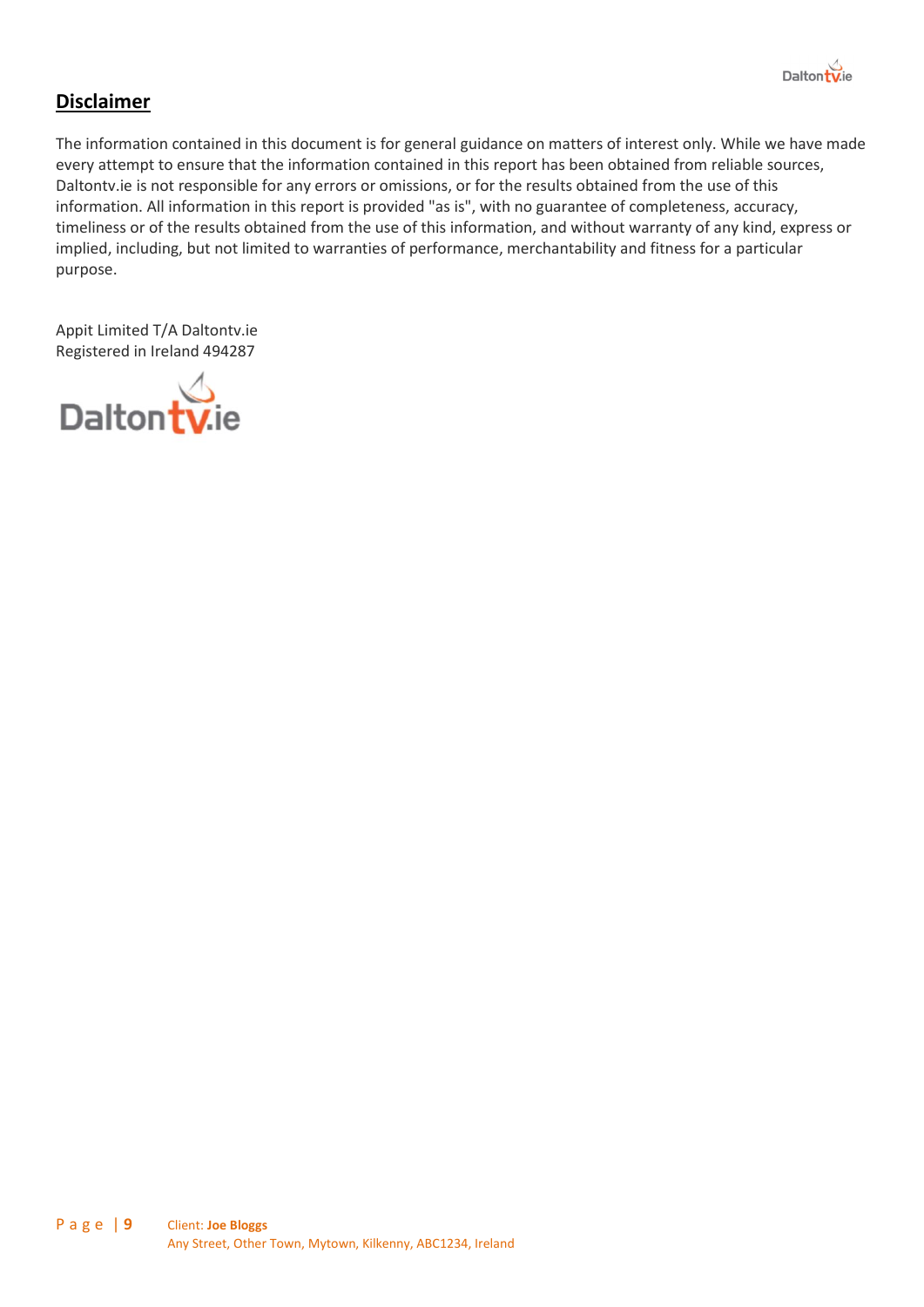## Disclaimer

The information contained in this document is for general guidance on matters of interest only. While we have made every attempt to ensure that the information contained in this report has been obtained from reliable sources, Daltontv.ie is not responsible for any errors or omissions, or for the results obtained from the use of this information. All information in this report is provided "as is", with no guarantee of completeness, accuracy, timeliness or of the results obtained from the use of this information, and without warranty of any kind, express or implied, including, but not limited to warranties of performance, merchantability and fitness for a particular purpose.

Appit Limited T/A Daltontv.ie
Registered in Ireland 494287